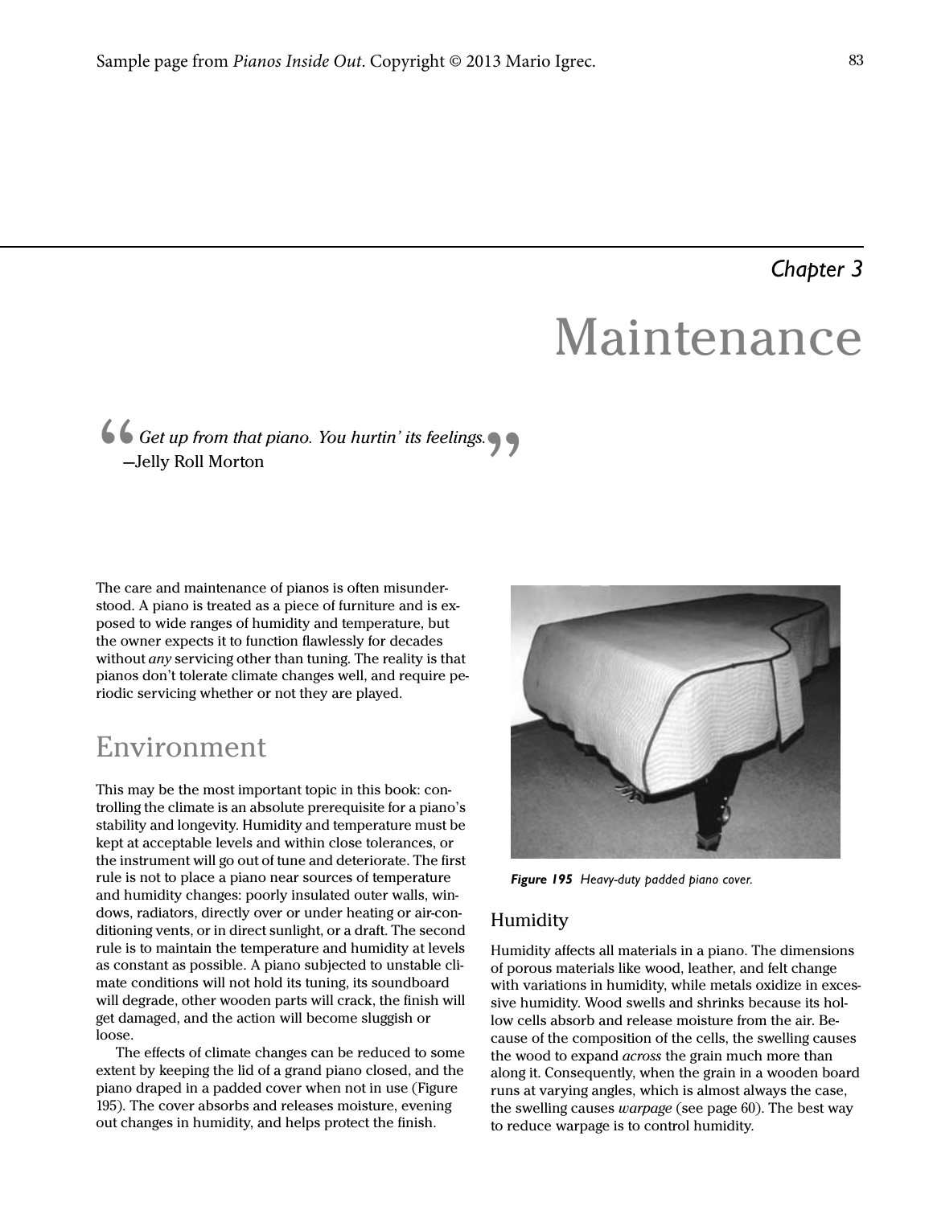*Chapter 3*

# Maintenance

> *Get up from that piano. You hurtin' its feelings.*
> —Jelly Roll Morton

The care and maintenance of pianos is often misunderstood. A piano is treated as a piece of furniture and is exposed to wide ranges of humidity and temperature, but the owner expects it to function flawlessly for decades without *any* servicing other than tuning. The reality is that pianos don't tolerate climate changes well, and require periodic servicing whether or not they are played.

## Environment

This may be the most important topic in this book: controlling the climate is an absolute prerequisite for a piano's stability and longevity. Humidity and temperature must be kept at acceptable levels and within close tolerances, or the instrument will go out of tune and deteriorate. The first rule is not to place a piano near sources of temperature and humidity changes: poorly insulated outer walls, windows, radiators, directly over or under heating or air-conditioning vents, or in direct sunlight, or a draft. The second rule is to maintain the temperature and humidity at levels as constant as possible. A piano subjected to unstable climate conditions will not hold its tuning, its soundboard will degrade, other wooden parts will crack, the finish will get damaged, and the action will become sluggish or loose.

The effects of climate changes can be reduced to some extent by keeping the lid of a grand piano closed, and the piano draped in a padded cover when not in use (Figure 195). The cover absorbs and releases moisture, evening out changes in humidity, and helps protect the finish.

***Figure 195*** *Heavy-duty padded piano cover.*

### Humidity

Humidity affects all materials in a piano. The dimensions of porous materials like wood, leather, and felt change with variations in humidity, while metals oxidize in excessive humidity. Wood swells and shrinks because its hollow cells absorb and release moisture from the air. Because of the composition of the cells, the swelling causes the wood to expand *across* the grain much more than along it. Consequently, when the grain in a wooden board runs at varying angles, which is almost always the case, the swelling causes *warpage* (see page 60). The best way to reduce warpage is to control humidity.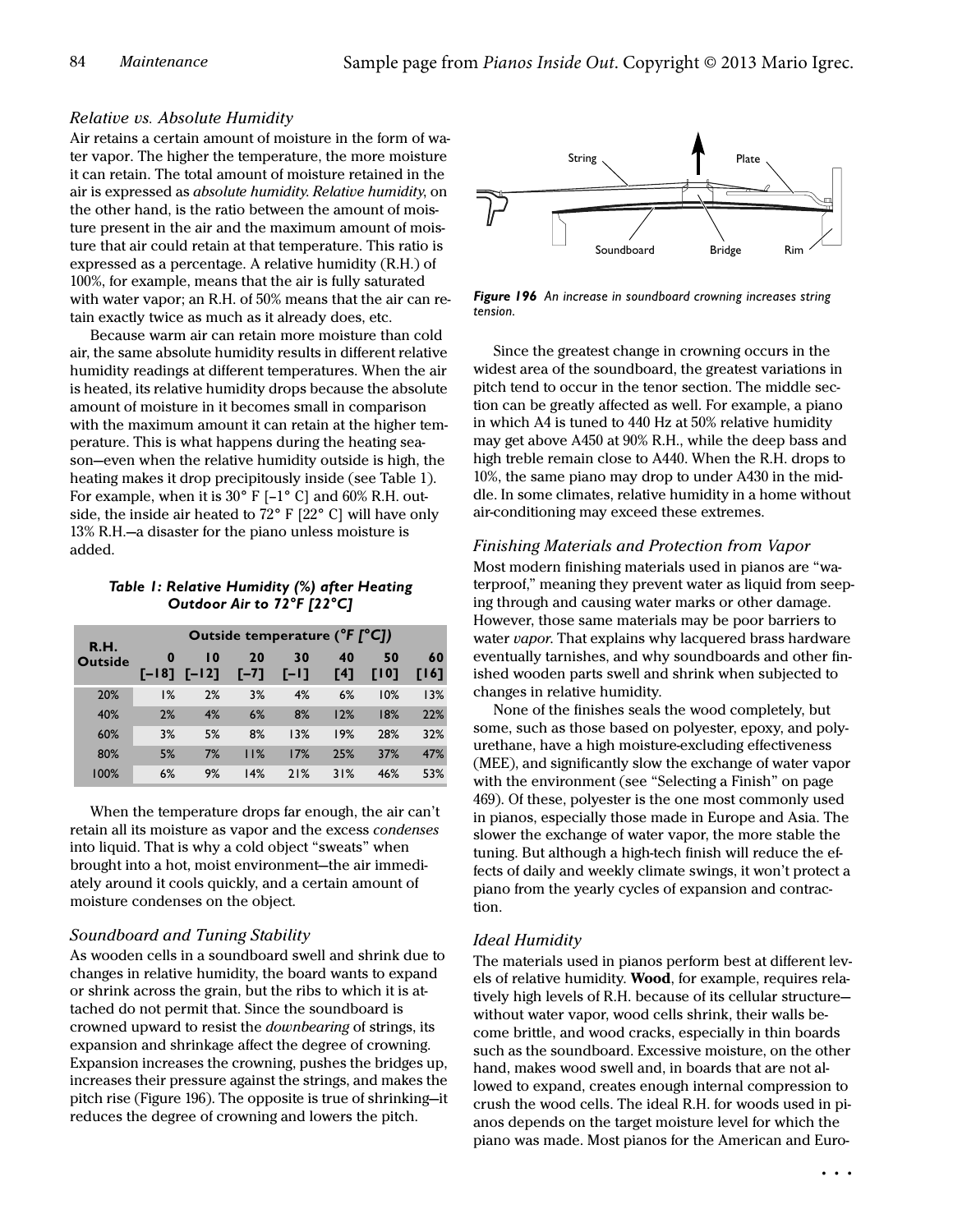### *Relative vs. Absolute Humidity*

Air retains a certain amount of moisture in the form of water vapor. The higher the temperature, the more moisture it can retain. The total amount of moisture retained in the air is expressed as *absolute humidity*. *Relative humidity*, on the other hand, is the ratio between the amount of moisture present in the air and the maximum amount of moisture that air could retain at that temperature. This ratio is expressed as a percentage. A relative humidity (R.H.) of 100%, for example, means that the air is fully saturated with water vapor; an R.H. of 50% means that the air can retain exactly twice as much as it already does, etc.

Because warm air can retain more moisture than cold air, the same absolute humidity results in different relative humidity readings at different temperatures. When the air is heated, its relative humidity drops because the absolute amount of moisture in it becomes small in comparison with the maximum amount it can retain at the higher temperature. This is what happens during the heating season—even when the relative humidity outside is high, the heating makes it drop precipitously inside (see Table 1). For example, when it is 30° F [–1° C] and 60% R.H. outside, the inside air heated to 72° F [22° C] will have only 13% R.H.—a disaster for the piano unless moisture is added.

***Table 1: Relative Humidity (%) after Heating Outdoor Air to 72°F [22°C]***

| R.H. Outside | Outside temperature (°F [°C]) | | | | | | |
|---|---|---|---|---|---|---|---|
| | 0 [–18] | 10 [–12] | 20 [–7] | 30 [–1] | 40 [4] | 50 [10] | 60 [16] |
| 20% | 1% | 2% | 3% | 4% | 6% | 10% | 13% |
| 40% | 2% | 4% | 6% | 8% | 12% | 18% | 22% |
| 60% | 3% | 5% | 8% | 13% | 19% | 28% | 32% |
| 80% | 5% | 7% | 11% | 17% | 25% | 37% | 47% |
| 100% | 6% | 9% | 14% | 21% | 31% | 46% | 53% |

When the temperature drops far enough, the air can't retain all its moisture as vapor and the excess *condenses* into liquid. That is why a cold object "sweats" when brought into a hot, moist environment—the air immediately around it cools quickly, and a certain amount of moisture condenses on the object.

### *Soundboard and Tuning Stability*

As wooden cells in a soundboard swell and shrink due to changes in relative humidity, the board wants to expand or shrink across the grain, but the ribs to which it is attached do not permit that. Since the soundboard is crowned upward to resist the *downbearing* of strings, its expansion and shrinkage affect the degree of crowning. Expansion increases the crowning, pushes the bridges up, increases their pressure against the strings, and makes the pitch rise (Figure 196). The opposite is true of shrinking—it reduces the degree of crowning and lowers the pitch.

String Plate Soundboard Bridge Rim

***Figure 196*** *An increase in soundboard crowning increases string tension.*

Since the greatest change in crowning occurs in the widest area of the soundboard, the greatest variations in pitch tend to occur in the tenor section. The middle section can be greatly affected as well. For example, a piano in which A4 is tuned to 440 Hz at 50% relative humidity may get above A450 at 90% R.H., while the deep bass and high treble remain close to A440. When the R.H. drops to 10%, the same piano may drop to under A430 in the middle. In some climates, relative humidity in a home without air-conditioning may exceed these extremes.

### *Finishing Materials and Protection from Vapor*

Most modern finishing materials used in pianos are "waterproof," meaning they prevent water as liquid from seeping through and causing water marks or other damage. However, those same materials may be poor barriers to water *vapor*. That explains why lacquered brass hardware eventually tarnishes, and why soundboards and other finished wooden parts swell and shrink when subjected to changes in relative humidity.

None of the finishes seals the wood completely, but some, such as those based on polyester, epoxy, and polyurethane, have a high moisture-excluding effectiveness (MEE), and significantly slow the exchange of water vapor with the environment (see "Selecting a Finish" on page 469). Of these, polyester is the one most commonly used in pianos, especially those made in Europe and Asia. The slower the exchange of water vapor, the more stable the tuning. But although a high-tech finish will reduce the effects of daily and weekly climate swings, it won't protect a piano from the yearly cycles of expansion and contraction.

### *Ideal Humidity*

The materials used in pianos perform best at different levels of relative humidity. **Wood**, for example, requires relatively high levels of R.H. because of its cellular structure—without water vapor, wood cells shrink, their walls become brittle, and wood cracks, especially in thin boards such as the soundboard. Excessive moisture, on the other hand, makes wood swell and, in boards that are not allowed to expand, creates enough internal compression to crush the wood cells. The ideal R.H. for woods used in pianos depends on the target moisture level for which the piano was made. Most pianos for the American and Euro-

. . .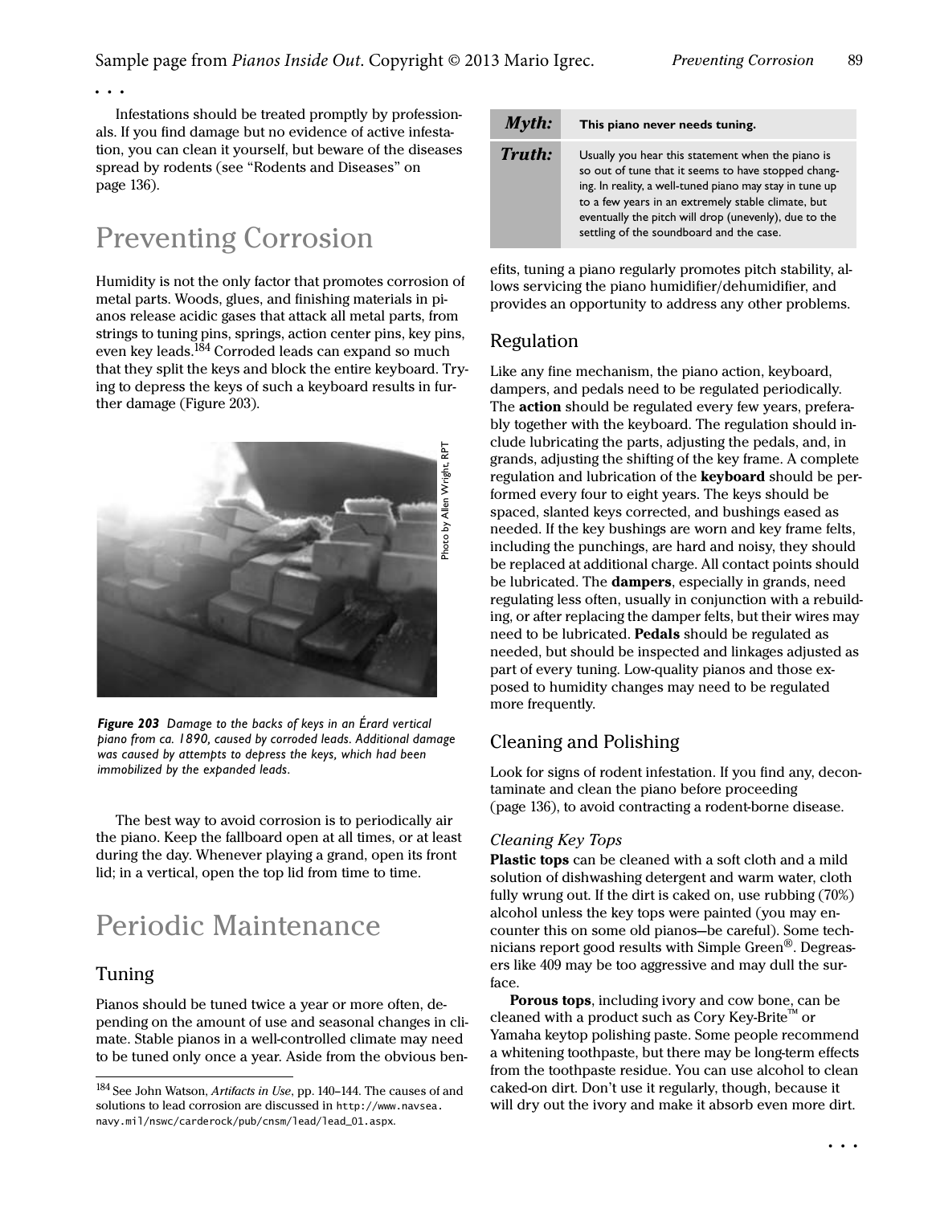. . .

Infestations should be treated promptly by professionals. If you find damage but no evidence of active infestation, you can clean it yourself, but beware of the diseases spread by rodents (see "Rodents and Diseases" on page 136).

# Preventing Corrosion

Humidity is not the only factor that promotes corrosion of metal parts. Woods, glues, and finishing materials in pianos release acidic gases that attack all metal parts, from strings to tuning pins, springs, action center pins, key pins, even key leads.[184] Corroded leads can expand so much that they split the keys and block the entire keyboard. Trying to depress the keys of such a keyboard results in further damage (Figure 203).

Photo by Allen Wright, RPT

***Figure 203*** *Damage to the backs of keys in an Érard vertical piano from ca. 1890, caused by corroded leads. Additional damage was caused by attempts to depress the keys, which had been immobilized by the expanded leads.*

The best way to avoid corrosion is to periodically air the piano. Keep the fallboard open at all times, or at least during the day. Whenever playing a grand, open its front lid; in a vertical, open the top lid from time to time.

# Periodic Maintenance

## Tuning

Pianos should be tuned twice a year or more often, depending on the amount of use and seasonal changes in climate. Stable pianos in a well-controlled climate may need to be tuned only once a year. Aside from the obvious benefits, tuning a piano regularly promotes pitch stability, allows servicing the piano humidifier/dehumidifier, and provides an opportunity to address any other problems.

| | |
|---|---|
| ***Myth:*** | **This piano never needs tuning.** |
| ***Truth:*** | Usually you hear this statement when the piano is so out of tune that it seems to have stopped changing. In reality, a well-tuned piano may stay in tune up to a few years in an extremely stable climate, but eventually the pitch will drop (unevenly), due to the settling of the soundboard and the case. |

## Regulation

Like any fine mechanism, the piano action, keyboard, dampers, and pedals need to be regulated periodically. The **action** should be regulated every few years, preferably together with the keyboard. The regulation should include lubricating the parts, adjusting the pedals, and, in grands, adjusting the shifting of the key frame. A complete regulation and lubrication of the **keyboard** should be performed every four to eight years. The keys should be spaced, slanted keys corrected, and bushings eased as needed. If the key bushings are worn and key frame felts, including the punchings, are hard and noisy, they should be replaced at additional charge. All contact points should be lubricated. The **dampers**, especially in grands, need regulating less often, usually in conjunction with a rebuilding, or after replacing the damper felts, but their wires may need to be lubricated. **Pedals** should be regulated as needed, but should be inspected and linkages adjusted as part of every tuning. Low-quality pianos and those exposed to humidity changes may need to be regulated more frequently.

## Cleaning and Polishing

Look for signs of rodent infestation. If you find any, decontaminate and clean the piano before proceeding (page 136), to avoid contracting a rodent-borne disease.

### *Cleaning Key Tops*

**Plastic tops** can be cleaned with a soft cloth and a mild solution of dishwashing detergent and warm water, cloth fully wrung out. If the dirt is caked on, use rubbing (70%) alcohol unless the key tops were painted (you may encounter this on some old pianos—be careful). Some technicians report good results with Simple Green®. Degreasers like 409 may be too aggressive and may dull the surface.

**Porous tops**, including ivory and cow bone, can be cleaned with a product such as Cory Key-Brite™ or Yamaha keytop polishing paste. Some people recommend a whitening toothpaste, but there may be long-term effects from the toothpaste residue. You can use alcohol to clean caked-on dirt. Don't use it regularly, though, because it will dry out the ivory and make it absorb even more dirt.

. . .

[184] See John Watson, *Artifacts in Use*, pp. 140–144. The causes of and solutions to lead corrosion are discussed in http://www.navsea.navy.mil/nswc/carderock/pub/cnsm/lead/lead_01.aspx.